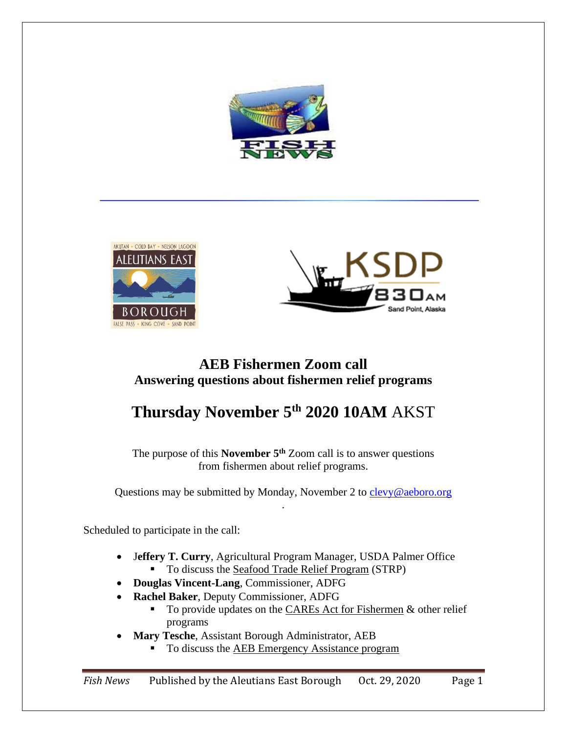# AEB Fishermen Zoom call

## Answering questions about fishermen relief programs

## Thursday November 5th 2020 10AM AKST

The purpose of this **November 5th** Zoom call is to answer questions from fishermen about relief programs.

Questions may be submitted by Monday, November 2 to clevy@aeboro.org

Scheduled to participate in the call:

- **Jeffery T. Curry**, Agricultural Program Manager, USDA Palmer Office
  - To discuss the Seafood Trade Relief Program (STRP)
- **Douglas Vincent-Lang**, Commissioner, ADFG
- **Rachel Baker**, Deputy Commissioner, ADFG
  - To provide updates on the CAREs Act for Fishermen & other relief programs
- **Mary Tesche**, Assistant Borough Administrator, AEB
  - To discuss the AEB Emergency Assistance program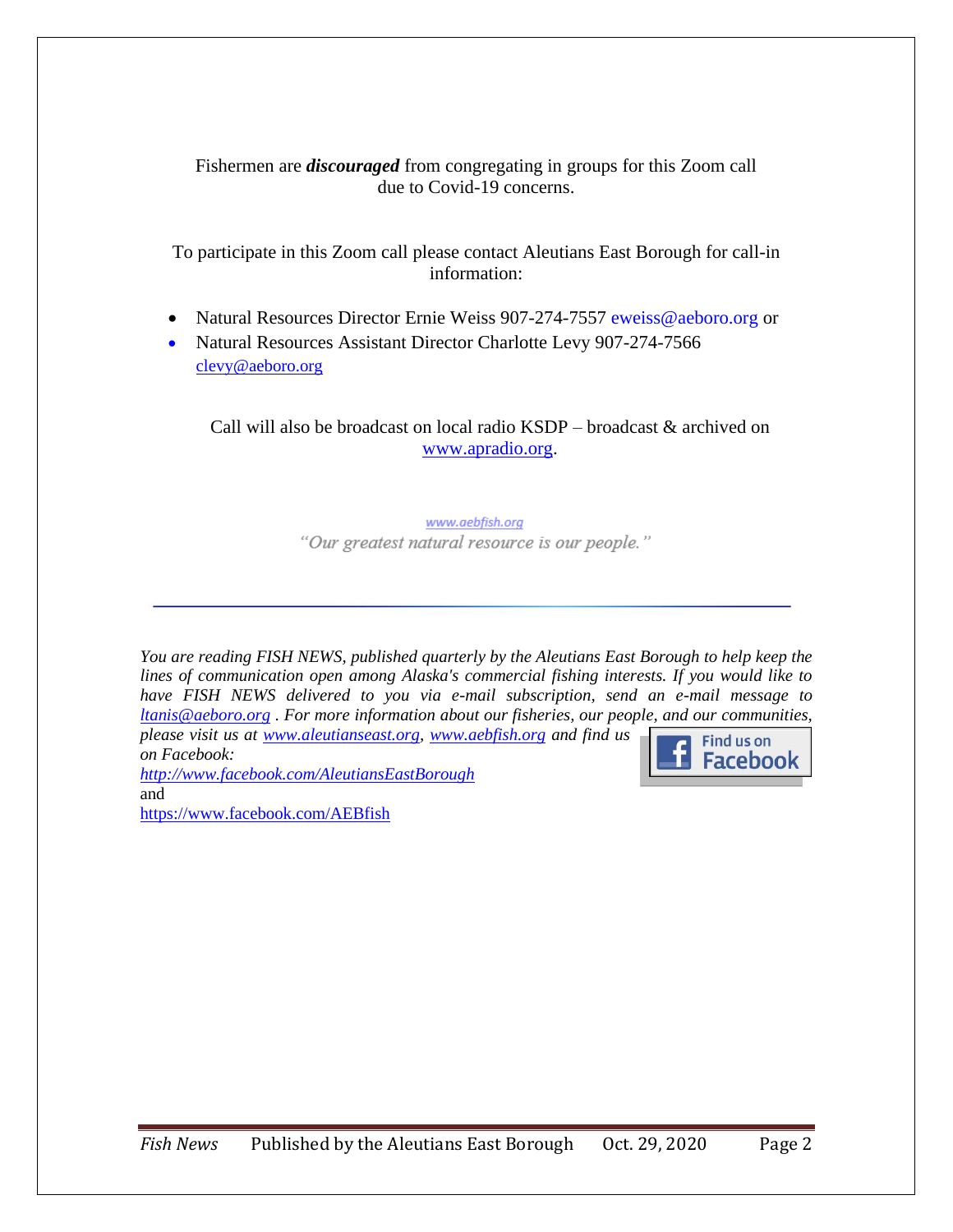Fishermen are ***discouraged*** from congregating in groups for this Zoom call due to Covid-19 concerns.

To participate in this Zoom call please contact Aleutians East Borough for call-in information:

- Natural Resources Director Ernie Weiss 907-274-7557 eweiss@aeboro.org or
- Natural Resources Assistant Director Charlotte Levy 907-274-7566 clevy@aeboro.org

Call will also be broadcast on local radio KSDP – broadcast & archived on www.apradio.org.

www.aebfish.org

*"Our greatest natural resource is our people."*

---

*You are reading FISH NEWS, published quarterly by the Aleutians East Borough to help keep the lines of communication open among Alaska's commercial fishing interests. If you would like to have FISH NEWS delivered to you via e-mail subscription, send an e-mail message to ltanis@aeboro.org . For more information about our fisheries, our people, and our communities, please visit us at www.aleutianseast.org, www.aebfish.org and find us on Facebook:*

*http://www.facebook.com/AleutiansEastBorough*

and

https://www.facebook.com/AEBfish

Find us on Facebook